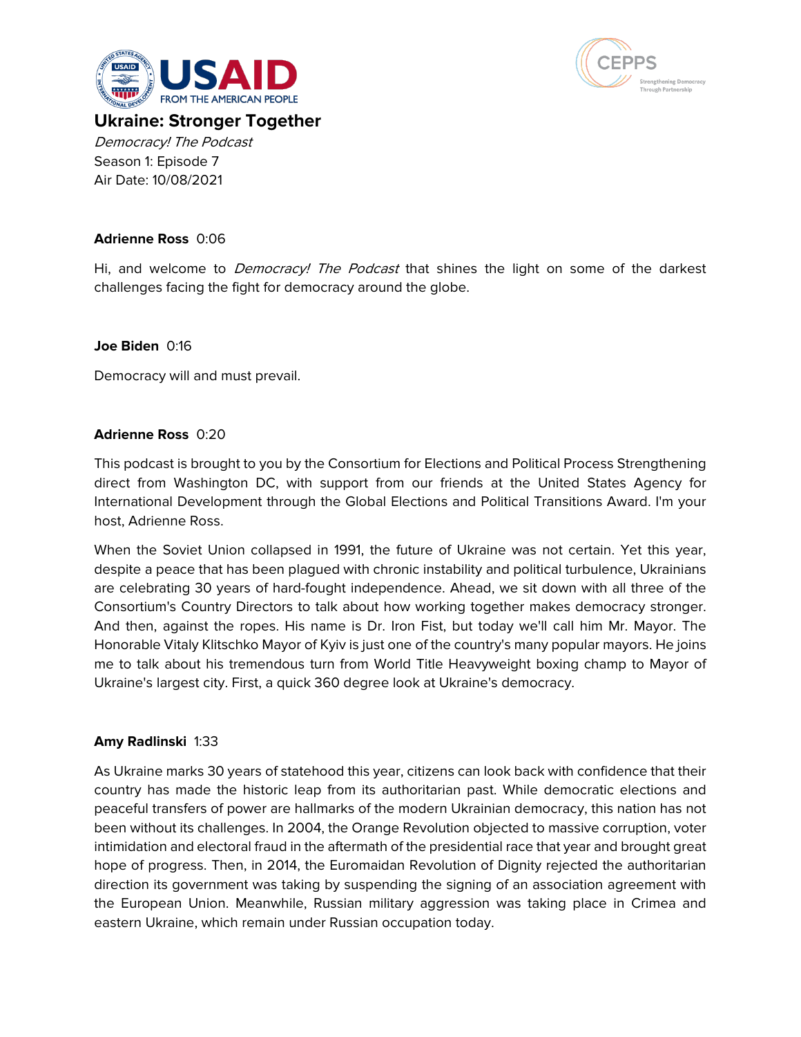# Ukraine: Stronger Together

*Democracy! The Podcast*
Season 1: Episode 7
Air Date: 10/08/2021

**Adrienne Ross** 0:06

Hi, and welcome to *Democracy! The Podcast* that shines the light on some of the darkest challenges facing the fight for democracy around the globe.

**Joe Biden** 0:16

Democracy will and must prevail.

**Adrienne Ross** 0:20

This podcast is brought to you by the Consortium for Elections and Political Process Strengthening direct from Washington DC, with support from our friends at the United States Agency for International Development through the Global Elections and Political Transitions Award. I'm your host, Adrienne Ross.

When the Soviet Union collapsed in 1991, the future of Ukraine was not certain. Yet this year, despite a peace that has been plagued with chronic instability and political turbulence, Ukrainians are celebrating 30 years of hard-fought independence. Ahead, we sit down with all three of the Consortium's Country Directors to talk about how working together makes democracy stronger. And then, against the ropes. His name is Dr. Iron Fist, but today we'll call him Mr. Mayor. The Honorable Vitaly Klitschko Mayor of Kyiv is just one of the country's many popular mayors. He joins me to talk about his tremendous turn from World Title Heavyweight boxing champ to Mayor of Ukraine's largest city. First, a quick 360 degree look at Ukraine's democracy.

**Amy Radlinski** 1:33

As Ukraine marks 30 years of statehood this year, citizens can look back with confidence that their country has made the historic leap from its authoritarian past. While democratic elections and peaceful transfers of power are hallmarks of the modern Ukrainian democracy, this nation has not been without its challenges. In 2004, the Orange Revolution objected to massive corruption, voter intimidation and electoral fraud in the aftermath of the presidential race that year and brought great hope of progress. Then, in 2014, the Euromaidan Revolution of Dignity rejected the authoritarian direction its government was taking by suspending the signing of an association agreement with the European Union. Meanwhile, Russian military aggression was taking place in Crimea and eastern Ukraine, which remain under Russian occupation today.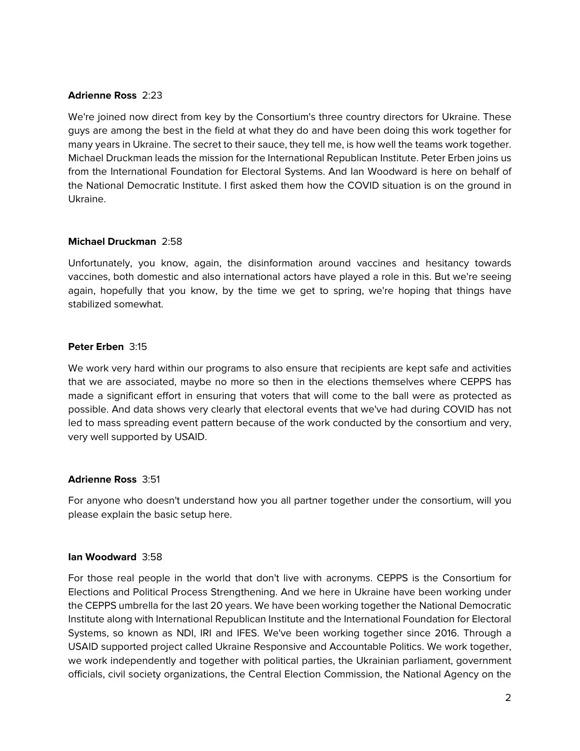**Adrienne Ross** 2:23

We're joined now direct from key by the Consortium's three country directors for Ukraine. These guys are among the best in the field at what they do and have been doing this work together for many years in Ukraine. The secret to their sauce, they tell me, is how well the teams work together. Michael Druckman leads the mission for the International Republican Institute. Peter Erben joins us from the International Foundation for Electoral Systems. And Ian Woodward is here on behalf of the National Democratic Institute. I first asked them how the COVID situation is on the ground in Ukraine.

**Michael Druckman** 2:58

Unfortunately, you know, again, the disinformation around vaccines and hesitancy towards vaccines, both domestic and also international actors have played a role in this. But we're seeing again, hopefully that you know, by the time we get to spring, we're hoping that things have stabilized somewhat.

**Peter Erben** 3:15

We work very hard within our programs to also ensure that recipients are kept safe and activities that we are associated, maybe no more so then in the elections themselves where CEPPS has made a significant effort in ensuring that voters that will come to the ball were as protected as possible. And data shows very clearly that electoral events that we've had during COVID has not led to mass spreading event pattern because of the work conducted by the consortium and very, very well supported by USAID.

**Adrienne Ross** 3:51

For anyone who doesn't understand how you all partner together under the consortium, will you please explain the basic setup here.

**Ian Woodward** 3:58

For those real people in the world that don't live with acronyms. CEPPS is the Consortium for Elections and Political Process Strengthening. And we here in Ukraine have been working under the CEPPS umbrella for the last 20 years. We have been working together the National Democratic Institute along with International Republican Institute and the International Foundation for Electoral Systems, so known as NDI, IRI and IFES. We've been working together since 2016. Through a USAID supported project called Ukraine Responsive and Accountable Politics. We work together, we work independently and together with political parties, the Ukrainian parliament, government officials, civil society organizations, the Central Election Commission, the National Agency on the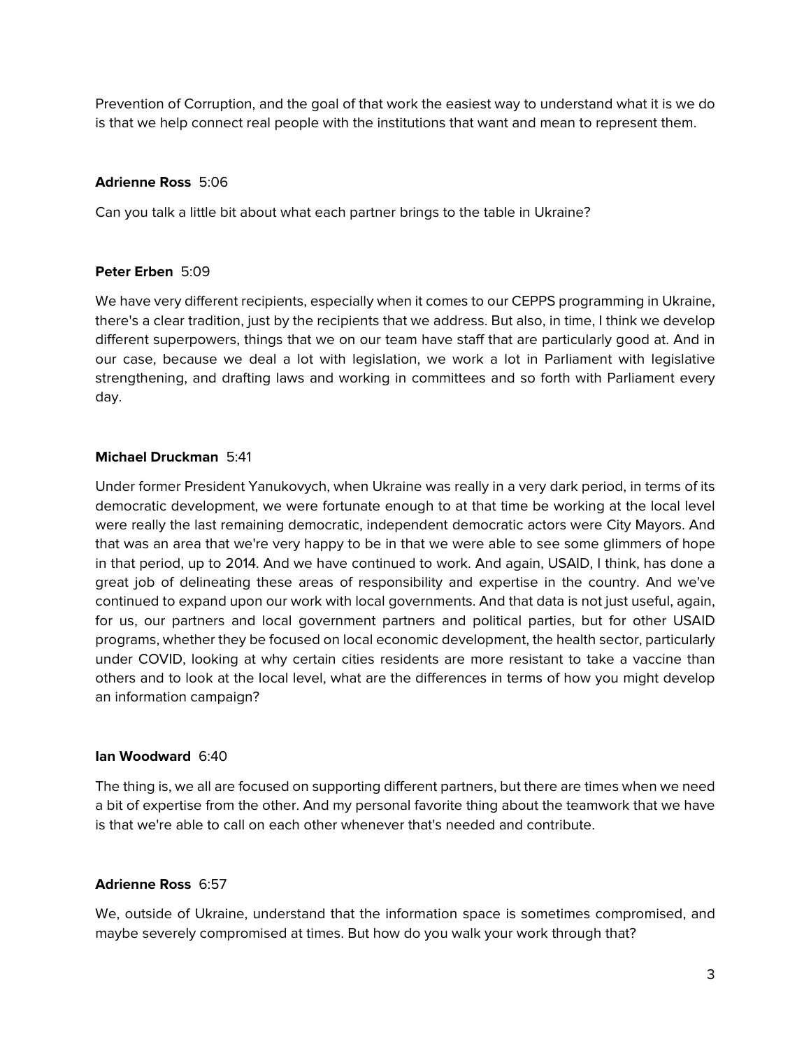Prevention of Corruption, and the goal of that work the easiest way to understand what it is we do is that we help connect real people with the institutions that want and mean to represent them.

**Adrienne Ross** 5:06

Can you talk a little bit about what each partner brings to the table in Ukraine?

**Peter Erben** 5:09

We have very different recipients, especially when it comes to our CEPPS programming in Ukraine, there's a clear tradition, just by the recipients that we address. But also, in time, I think we develop different superpowers, things that we on our team have staff that are particularly good at. And in our case, because we deal a lot with legislation, we work a lot in Parliament with legislative strengthening, and drafting laws and working in committees and so forth with Parliament every day.

**Michael Druckman** 5:41

Under former President Yanukovych, when Ukraine was really in a very dark period, in terms of its democratic development, we were fortunate enough to at that time be working at the local level were really the last remaining democratic, independent democratic actors were City Mayors. And that was an area that we're very happy to be in that we were able to see some glimmers of hope in that period, up to 2014. And we have continued to work. And again, USAID, I think, has done a great job of delineating these areas of responsibility and expertise in the country. And we've continued to expand upon our work with local governments. And that data is not just useful, again, for us, our partners and local government partners and political parties, but for other USAID programs, whether they be focused on local economic development, the health sector, particularly under COVID, looking at why certain cities residents are more resistant to take a vaccine than others and to look at the local level, what are the differences in terms of how you might develop an information campaign?

**Ian Woodward** 6:40

The thing is, we all are focused on supporting different partners, but there are times when we need a bit of expertise from the other. And my personal favorite thing about the teamwork that we have is that we're able to call on each other whenever that's needed and contribute.

**Adrienne Ross** 6:57

We, outside of Ukraine, understand that the information space is sometimes compromised, and maybe severely compromised at times. But how do you walk your work through that?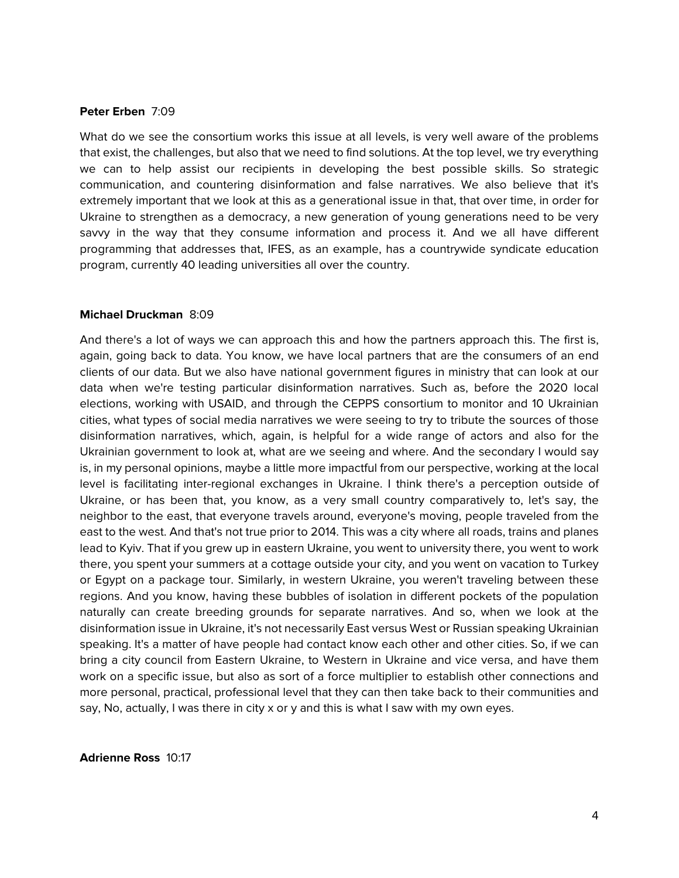**Peter Erben** 7:09

What do we see the consortium works this issue at all levels, is very well aware of the problems that exist, the challenges, but also that we need to find solutions. At the top level, we try everything we can to help assist our recipients in developing the best possible skills. So strategic communication, and countering disinformation and false narratives. We also believe that it's extremely important that we look at this as a generational issue in that, that over time, in order for Ukraine to strengthen as a democracy, a new generation of young generations need to be very savvy in the way that they consume information and process it. And we all have different programming that addresses that, IFES, as an example, has a countrywide syndicate education program, currently 40 leading universities all over the country.

**Michael Druckman** 8:09

And there's a lot of ways we can approach this and how the partners approach this. The first is, again, going back to data. You know, we have local partners that are the consumers of an end clients of our data. But we also have national government figures in ministry that can look at our data when we're testing particular disinformation narratives. Such as, before the 2020 local elections, working with USAID, and through the CEPPS consortium to monitor and 10 Ukrainian cities, what types of social media narratives we were seeing to try to tribute the sources of those disinformation narratives, which, again, is helpful for a wide range of actors and also for the Ukrainian government to look at, what are we seeing and where. And the secondary I would say is, in my personal opinions, maybe a little more impactful from our perspective, working at the local level is facilitating inter-regional exchanges in Ukraine. I think there's a perception outside of Ukraine, or has been that, you know, as a very small country comparatively to, let's say, the neighbor to the east, that everyone travels around, everyone's moving, people traveled from the east to the west. And that's not true prior to 2014. This was a city where all roads, trains and planes lead to Kyiv. That if you grew up in eastern Ukraine, you went to university there, you went to work there, you spent your summers at a cottage outside your city, and you went on vacation to Turkey or Egypt on a package tour. Similarly, in western Ukraine, you weren't traveling between these regions. And you know, having these bubbles of isolation in different pockets of the population naturally can create breeding grounds for separate narratives. And so, when we look at the disinformation issue in Ukraine, it's not necessarily East versus West or Russian speaking Ukrainian speaking. It's a matter of have people had contact know each other and other cities. So, if we can bring a city council from Eastern Ukraine, to Western in Ukraine and vice versa, and have them work on a specific issue, but also as sort of a force multiplier to establish other connections and more personal, practical, professional level that they can then take back to their communities and say, No, actually, I was there in city x or y and this is what I saw with my own eyes.

**Adrienne Ross** 10:17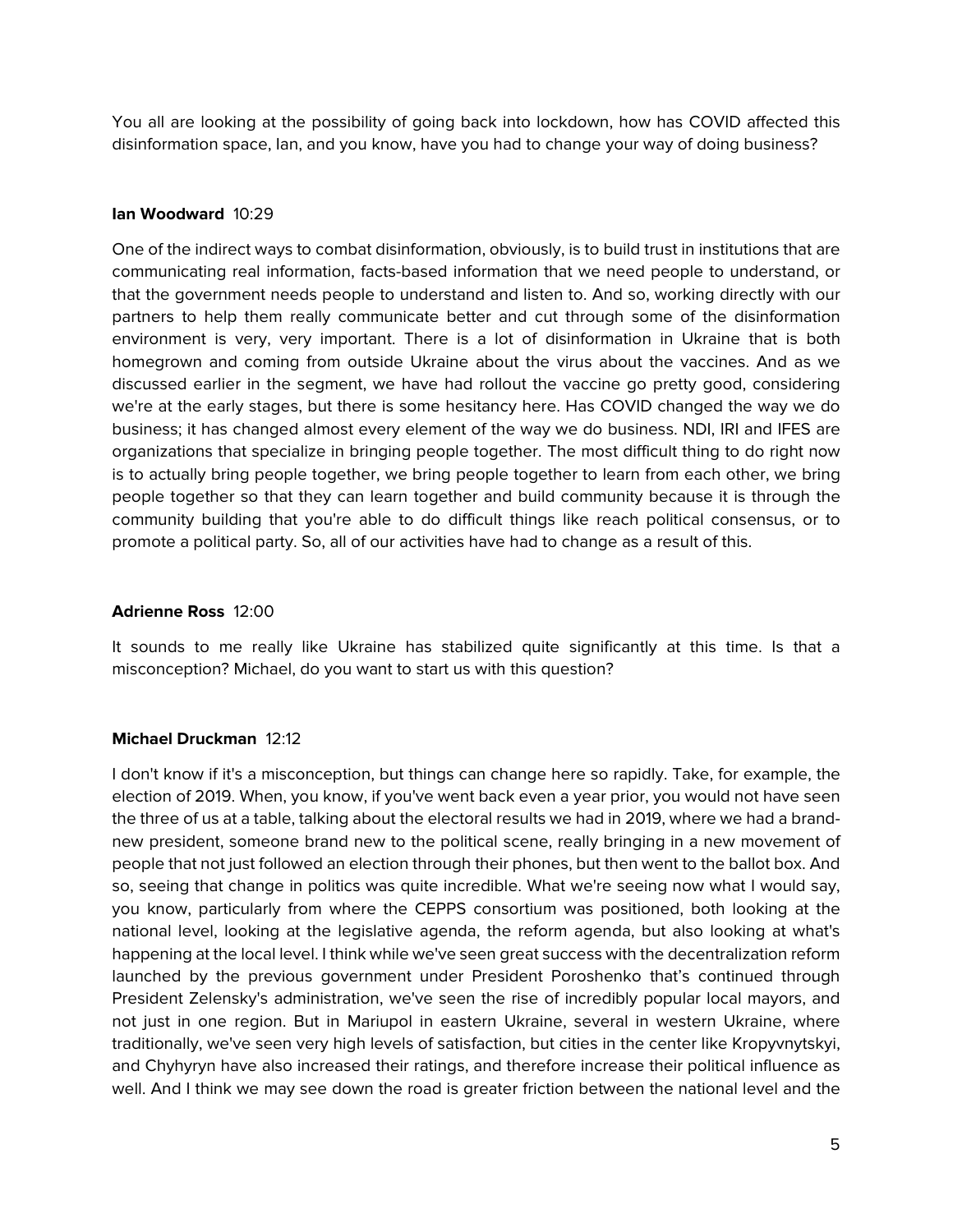You all are looking at the possibility of going back into lockdown, how has COVID affected this disinformation space, Ian, and you know, have you had to change your way of doing business?

**Ian Woodward** 10:29

One of the indirect ways to combat disinformation, obviously, is to build trust in institutions that are communicating real information, facts-based information that we need people to understand, or that the government needs people to understand and listen to. And so, working directly with our partners to help them really communicate better and cut through some of the disinformation environment is very, very important. There is a lot of disinformation in Ukraine that is both homegrown and coming from outside Ukraine about the virus about the vaccines. And as we discussed earlier in the segment, we have had rollout the vaccine go pretty good, considering we're at the early stages, but there is some hesitancy here. Has COVID changed the way we do business; it has changed almost every element of the way we do business. NDI, IRI and IFES are organizations that specialize in bringing people together. The most difficult thing to do right now is to actually bring people together, we bring people together to learn from each other, we bring people together so that they can learn together and build community because it is through the community building that you're able to do difficult things like reach political consensus, or to promote a political party. So, all of our activities have had to change as a result of this.

**Adrienne Ross** 12:00

It sounds to me really like Ukraine has stabilized quite significantly at this time. Is that a misconception? Michael, do you want to start us with this question?

**Michael Druckman** 12:12

I don't know if it's a misconception, but things can change here so rapidly. Take, for example, the election of 2019. When, you know, if you've went back even a year prior, you would not have seen the three of us at a table, talking about the electoral results we had in 2019, where we had a brand-new president, someone brand new to the political scene, really bringing in a new movement of people that not just followed an election through their phones, but then went to the ballot box. And so, seeing that change in politics was quite incredible. What we're seeing now what I would say, you know, particularly from where the CEPPS consortium was positioned, both looking at the national level, looking at the legislative agenda, the reform agenda, but also looking at what's happening at the local level. I think while we've seen great success with the decentralization reform launched by the previous government under President Poroshenko that's continued through President Zelensky's administration, we've seen the rise of incredibly popular local mayors, and not just in one region. But in Mariupol in eastern Ukraine, several in western Ukraine, where traditionally, we've seen very high levels of satisfaction, but cities in the center like Kropyvnytskyi, and Chyhyryn have also increased their ratings, and therefore increase their political influence as well. And I think we may see down the road is greater friction between the national level and the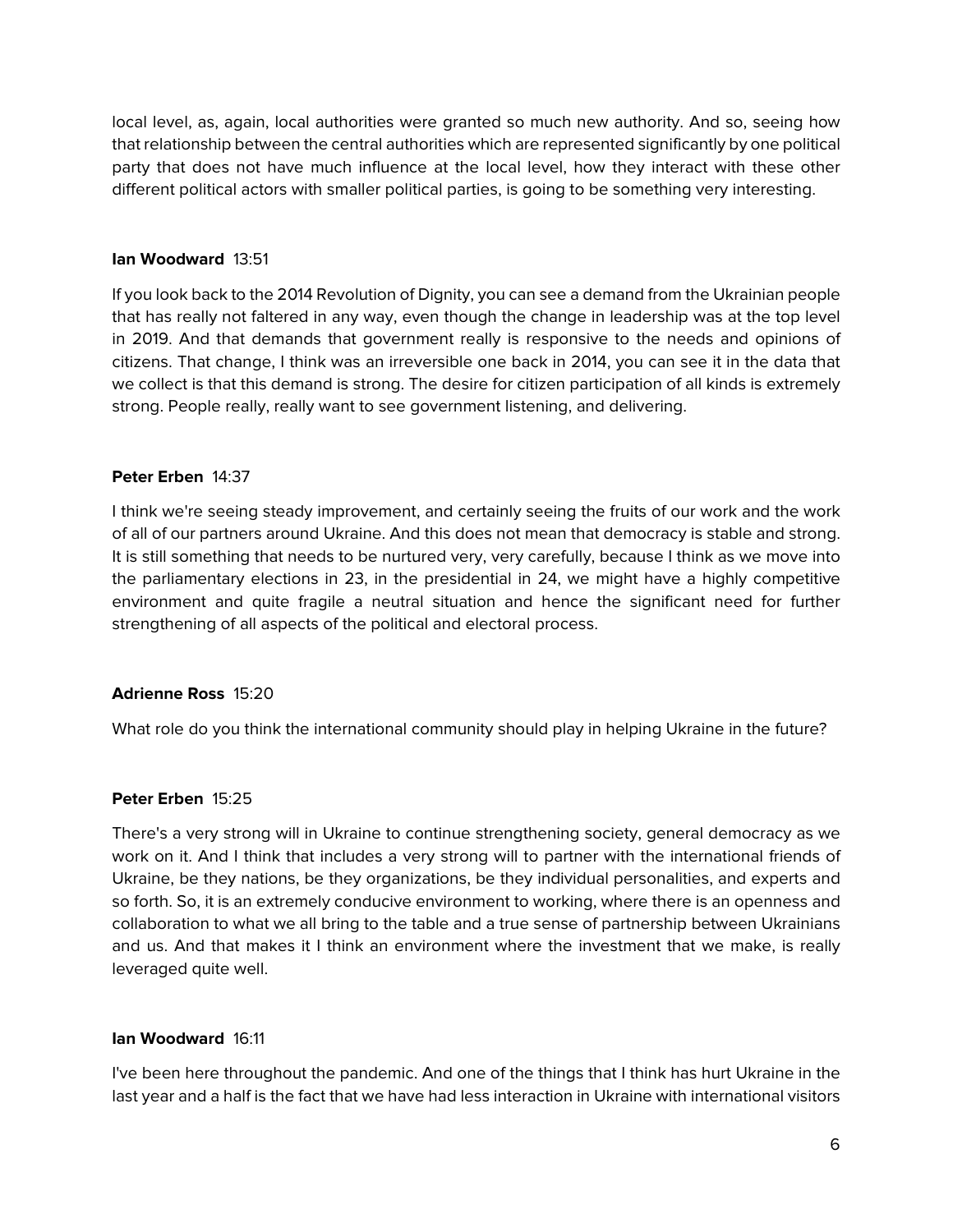local level, as, again, local authorities were granted so much new authority. And so, seeing how that relationship between the central authorities which are represented significantly by one political party that does not have much influence at the local level, how they interact with these other different political actors with smaller political parties, is going to be something very interesting.

**Ian Woodward** 13:51

If you look back to the 2014 Revolution of Dignity, you can see a demand from the Ukrainian people that has really not faltered in any way, even though the change in leadership was at the top level in 2019. And that demands that government really is responsive to the needs and opinions of citizens. That change, I think was an irreversible one back in 2014, you can see it in the data that we collect is that this demand is strong. The desire for citizen participation of all kinds is extremely strong. People really, really want to see government listening, and delivering.

**Peter Erben** 14:37

I think we're seeing steady improvement, and certainly seeing the fruits of our work and the work of all of our partners around Ukraine. And this does not mean that democracy is stable and strong. It is still something that needs to be nurtured very, very carefully, because I think as we move into the parliamentary elections in 23, in the presidential in 24, we might have a highly competitive environment and quite fragile a neutral situation and hence the significant need for further strengthening of all aspects of the political and electoral process.

**Adrienne Ross** 15:20

What role do you think the international community should play in helping Ukraine in the future?

**Peter Erben** 15:25

There's a very strong will in Ukraine to continue strengthening society, general democracy as we work on it. And I think that includes a very strong will to partner with the international friends of Ukraine, be they nations, be they organizations, be they individual personalities, and experts and so forth. So, it is an extremely conducive environment to working, where there is an openness and collaboration to what we all bring to the table and a true sense of partnership between Ukrainians and us. And that makes it I think an environment where the investment that we make, is really leveraged quite well.

**Ian Woodward** 16:11

I've been here throughout the pandemic. And one of the things that I think has hurt Ukraine in the last year and a half is the fact that we have had less interaction in Ukraine with international visitors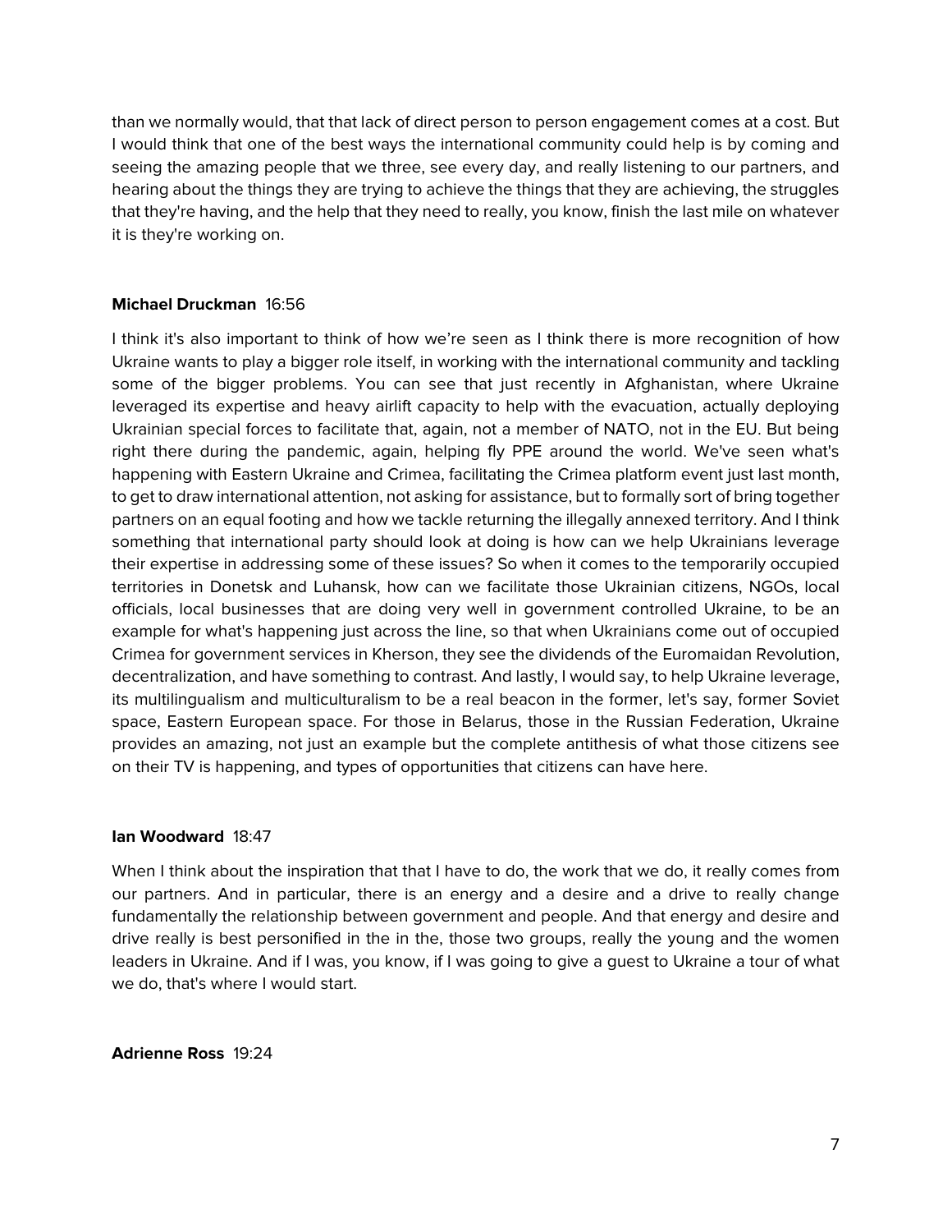than we normally would, that that lack of direct person to person engagement comes at a cost. But I would think that one of the best ways the international community could help is by coming and seeing the amazing people that we three, see every day, and really listening to our partners, and hearing about the things they are trying to achieve the things that they are achieving, the struggles that they're having, and the help that they need to really, you know, finish the last mile on whatever it is they're working on.

**Michael Druckman** 16:56

I think it's also important to think of how we're seen as I think there is more recognition of how Ukraine wants to play a bigger role itself, in working with the international community and tackling some of the bigger problems. You can see that just recently in Afghanistan, where Ukraine leveraged its expertise and heavy airlift capacity to help with the evacuation, actually deploying Ukrainian special forces to facilitate that, again, not a member of NATO, not in the EU. But being right there during the pandemic, again, helping fly PPE around the world. We've seen what's happening with Eastern Ukraine and Crimea, facilitating the Crimea platform event just last month, to get to draw international attention, not asking for assistance, but to formally sort of bring together partners on an equal footing and how we tackle returning the illegally annexed territory. And I think something that international party should look at doing is how can we help Ukrainians leverage their expertise in addressing some of these issues? So when it comes to the temporarily occupied territories in Donetsk and Luhansk, how can we facilitate those Ukrainian citizens, NGOs, local officials, local businesses that are doing very well in government controlled Ukraine, to be an example for what's happening just across the line, so that when Ukrainians come out of occupied Crimea for government services in Kherson, they see the dividends of the Euromaidan Revolution, decentralization, and have something to contrast. And lastly, I would say, to help Ukraine leverage, its multilingualism and multiculturalism to be a real beacon in the former, let's say, former Soviet space, Eastern European space. For those in Belarus, those in the Russian Federation, Ukraine provides an amazing, not just an example but the complete antithesis of what those citizens see on their TV is happening, and types of opportunities that citizens can have here.

**Ian Woodward** 18:47

When I think about the inspiration that that I have to do, the work that we do, it really comes from our partners. And in particular, there is an energy and a desire and a drive to really change fundamentally the relationship between government and people. And that energy and desire and drive really is best personified in the in the, those two groups, really the young and the women leaders in Ukraine. And if I was, you know, if I was going to give a guest to Ukraine a tour of what we do, that's where I would start.

**Adrienne Ross** 19:24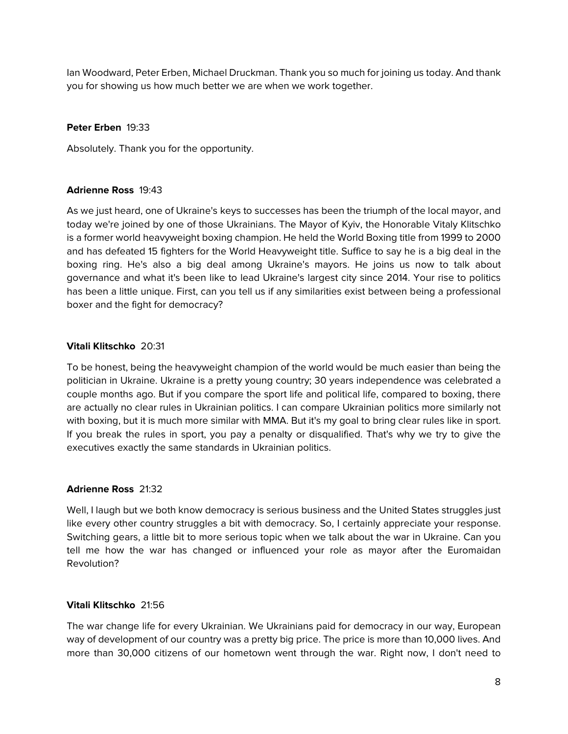Ian Woodward, Peter Erben, Michael Druckman. Thank you so much for joining us today. And thank you for showing us how much better we are when we work together.

**Peter Erben** 19:33

Absolutely. Thank you for the opportunity.

**Adrienne Ross** 19:43

As we just heard, one of Ukraine's keys to successes has been the triumph of the local mayor, and today we're joined by one of those Ukrainians. The Mayor of Kyiv, the Honorable Vitaly Klitschko is a former world heavyweight boxing champion. He held the World Boxing title from 1999 to 2000 and has defeated 15 fighters for the World Heavyweight title. Suffice to say he is a big deal in the boxing ring. He's also a big deal among Ukraine's mayors. He joins us now to talk about governance and what it's been like to lead Ukraine's largest city since 2014. Your rise to politics has been a little unique. First, can you tell us if any similarities exist between being a professional boxer and the fight for democracy?

**Vitali Klitschko** 20:31

To be honest, being the heavyweight champion of the world would be much easier than being the politician in Ukraine. Ukraine is a pretty young country; 30 years independence was celebrated a couple months ago. But if you compare the sport life and political life, compared to boxing, there are actually no clear rules in Ukrainian politics. I can compare Ukrainian politics more similarly not with boxing, but it is much more similar with MMA. But it's my goal to bring clear rules like in sport. If you break the rules in sport, you pay a penalty or disqualified. That's why we try to give the executives exactly the same standards in Ukrainian politics.

**Adrienne Ross** 21:32

Well, I laugh but we both know democracy is serious business and the United States struggles just like every other country struggles a bit with democracy. So, I certainly appreciate your response. Switching gears, a little bit to more serious topic when we talk about the war in Ukraine. Can you tell me how the war has changed or influenced your role as mayor after the Euromaidan Revolution?

**Vitali Klitschko** 21:56

The war change life for every Ukrainian. We Ukrainians paid for democracy in our way, European way of development of our country was a pretty big price. The price is more than 10,000 lives. And more than 30,000 citizens of our hometown went through the war. Right now, I don't need to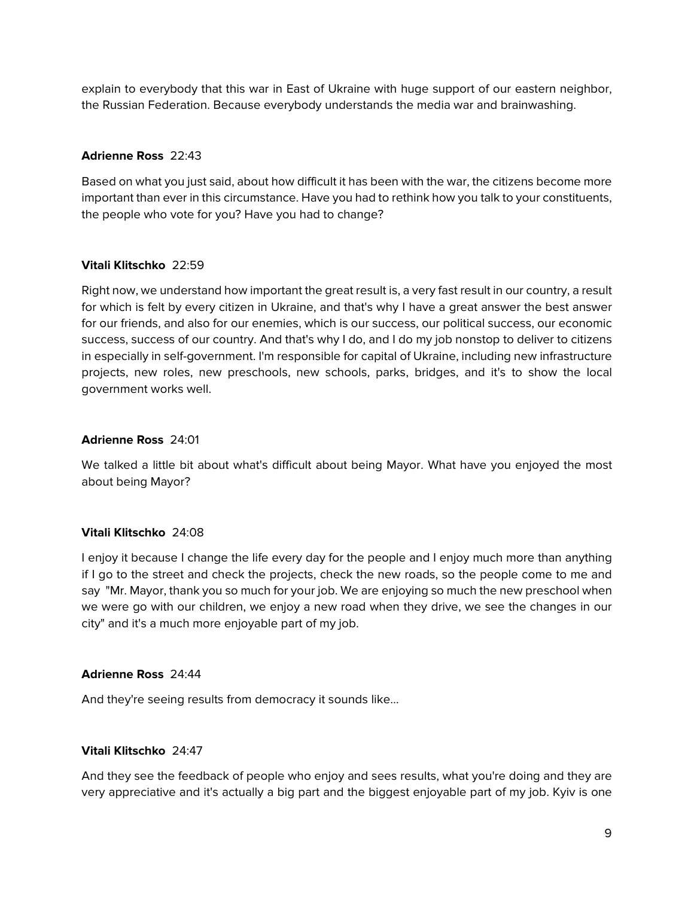explain to everybody that this war in East of Ukraine with huge support of our eastern neighbor, the Russian Federation. Because everybody understands the media war and brainwashing.

**Adrienne Ross** 22:43

Based on what you just said, about how difficult it has been with the war, the citizens become more important than ever in this circumstance. Have you had to rethink how you talk to your constituents, the people who vote for you? Have you had to change?

**Vitali Klitschko** 22:59

Right now, we understand how important the great result is, a very fast result in our country, a result for which is felt by every citizen in Ukraine, and that's why I have a great answer the best answer for our friends, and also for our enemies, which is our success, our political success, our economic success, success of our country. And that's why I do, and I do my job nonstop to deliver to citizens in especially in self-government. I'm responsible for capital of Ukraine, including new infrastructure projects, new roles, new preschools, new schools, parks, bridges, and it's to show the local government works well.

**Adrienne Ross** 24:01

We talked a little bit about what's difficult about being Mayor. What have you enjoyed the most about being Mayor?

**Vitali Klitschko** 24:08

I enjoy it because I change the life every day for the people and I enjoy much more than anything if I go to the street and check the projects, check the new roads, so the people come to me and say "Mr. Mayor, thank you so much for your job. We are enjoying so much the new preschool when we were go with our children, we enjoy a new road when they drive, we see the changes in our city" and it's a much more enjoyable part of my job.

**Adrienne Ross** 24:44

And they're seeing results from democracy it sounds like...

**Vitali Klitschko** 24:47

And they see the feedback of people who enjoy and sees results, what you're doing and they are very appreciative and it's actually a big part and the biggest enjoyable part of my job. Kyiv is one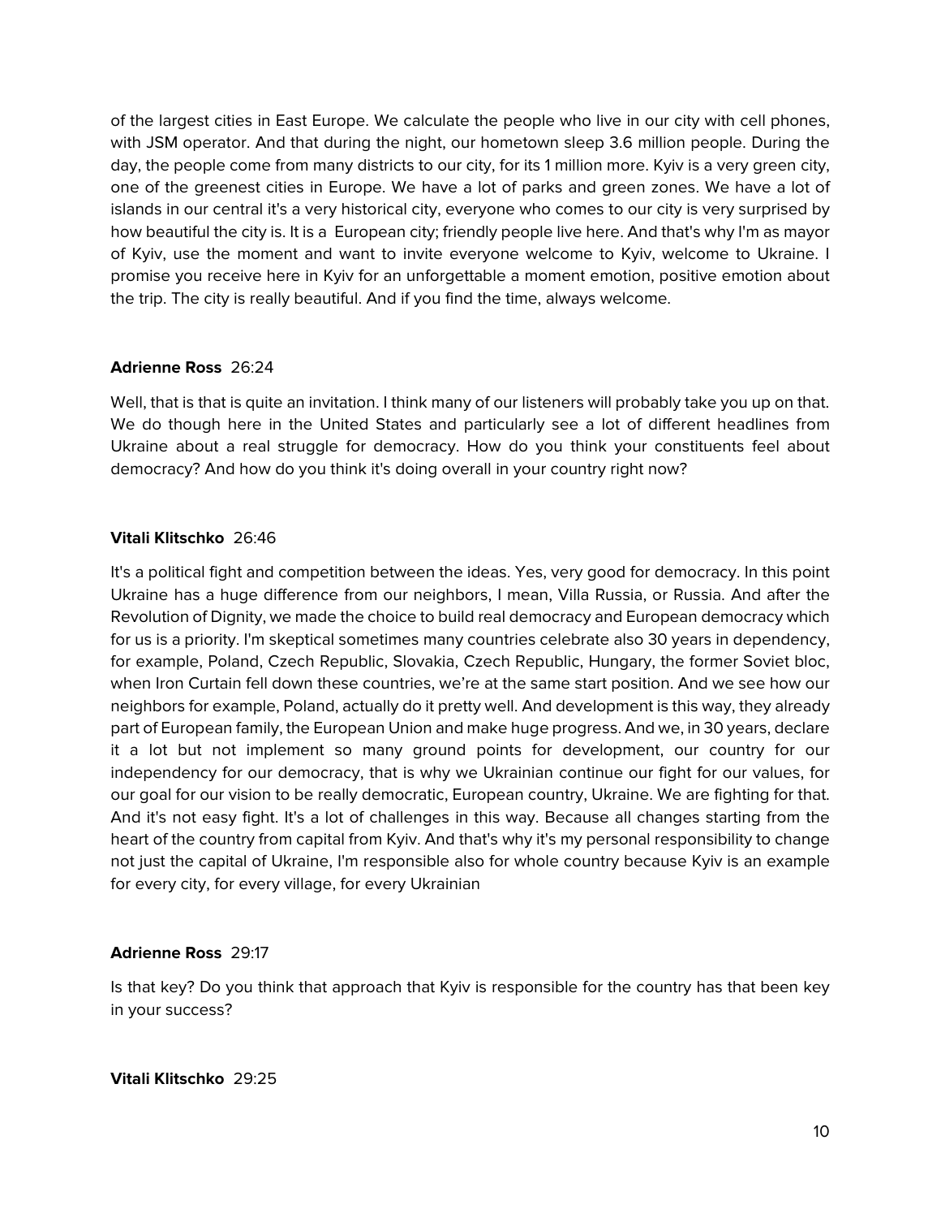of the largest cities in East Europe. We calculate the people who live in our city with cell phones, with JSM operator. And that during the night, our hometown sleep 3.6 million people. During the day, the people come from many districts to our city, for its 1 million more. Kyiv is a very green city, one of the greenest cities in Europe. We have a lot of parks and green zones. We have a lot of islands in our central it's a very historical city, everyone who comes to our city is very surprised by how beautiful the city is. It is a European city; friendly people live here. And that's why I'm as mayor of Kyiv, use the moment and want to invite everyone welcome to Kyiv, welcome to Ukraine. I promise you receive here in Kyiv for an unforgettable a moment emotion, positive emotion about the trip. The city is really beautiful. And if you find the time, always welcome.

**Adrienne Ross** 26:24

Well, that is that is quite an invitation. I think many of our listeners will probably take you up on that. We do though here in the United States and particularly see a lot of different headlines from Ukraine about a real struggle for democracy. How do you think your constituents feel about democracy? And how do you think it's doing overall in your country right now?

**Vitali Klitschko** 26:46

It's a political fight and competition between the ideas. Yes, very good for democracy. In this point Ukraine has a huge difference from our neighbors, I mean, Villa Russia, or Russia. And after the Revolution of Dignity, we made the choice to build real democracy and European democracy which for us is a priority. I'm skeptical sometimes many countries celebrate also 30 years in dependency, for example, Poland, Czech Republic, Slovakia, Czech Republic, Hungary, the former Soviet bloc, when Iron Curtain fell down these countries, we're at the same start position. And we see how our neighbors for example, Poland, actually do it pretty well. And development is this way, they already part of European family, the European Union and make huge progress. And we, in 30 years, declare it a lot but not implement so many ground points for development, our country for our independency for our democracy, that is why we Ukrainian continue our fight for our values, for our goal for our vision to be really democratic, European country, Ukraine. We are fighting for that. And it's not easy fight. It's a lot of challenges in this way. Because all changes starting from the heart of the country from capital from Kyiv. And that's why it's my personal responsibility to change not just the capital of Ukraine, I'm responsible also for whole country because Kyiv is an example for every city, for every village, for every Ukrainian

**Adrienne Ross** 29:17

Is that key? Do you think that approach that Kyiv is responsible for the country has that been key in your success?

**Vitali Klitschko** 29:25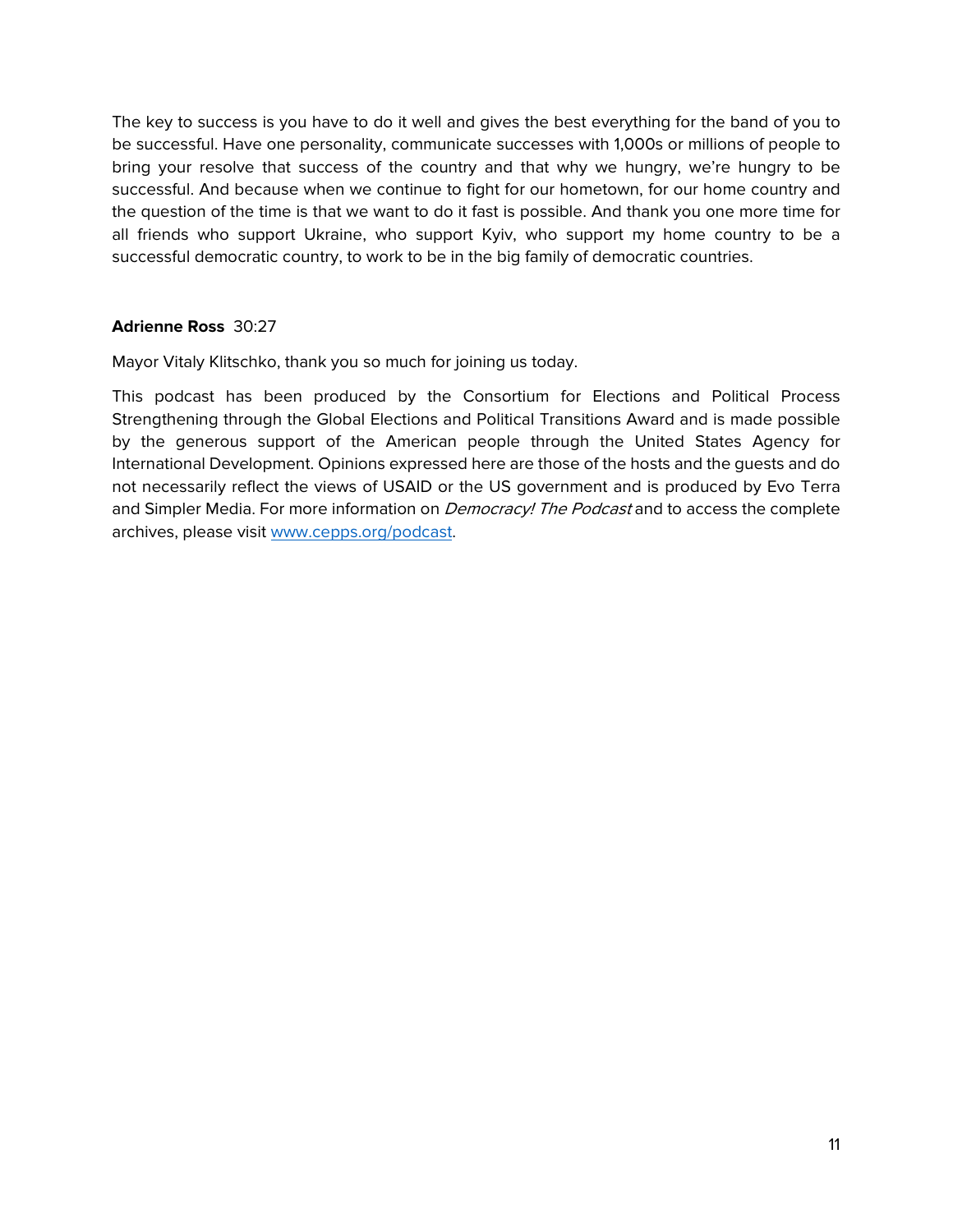The key to success is you have to do it well and gives the best everything for the band of you to be successful. Have one personality, communicate successes with 1,000s or millions of people to bring your resolve that success of the country and that why we hungry, we're hungry to be successful. And because when we continue to fight for our hometown, for our home country and the question of the time is that we want to do it fast is possible. And thank you one more time for all friends who support Ukraine, who support Kyiv, who support my home country to be a successful democratic country, to work to be in the big family of democratic countries.

**Adrienne Ross** 30:27

Mayor Vitaly Klitschko, thank you so much for joining us today.

This podcast has been produced by the Consortium for Elections and Political Process Strengthening through the Global Elections and Political Transitions Award and is made possible by the generous support of the American people through the United States Agency for International Development. Opinions expressed here are those of the hosts and the guests and do not necessarily reflect the views of USAID or the US government and is produced by Evo Terra and Simpler Media. For more information on *Democracy! The Podcast* and to access the complete archives, please visit [www.cepps.org/podcast](www.cepps.org/podcast).